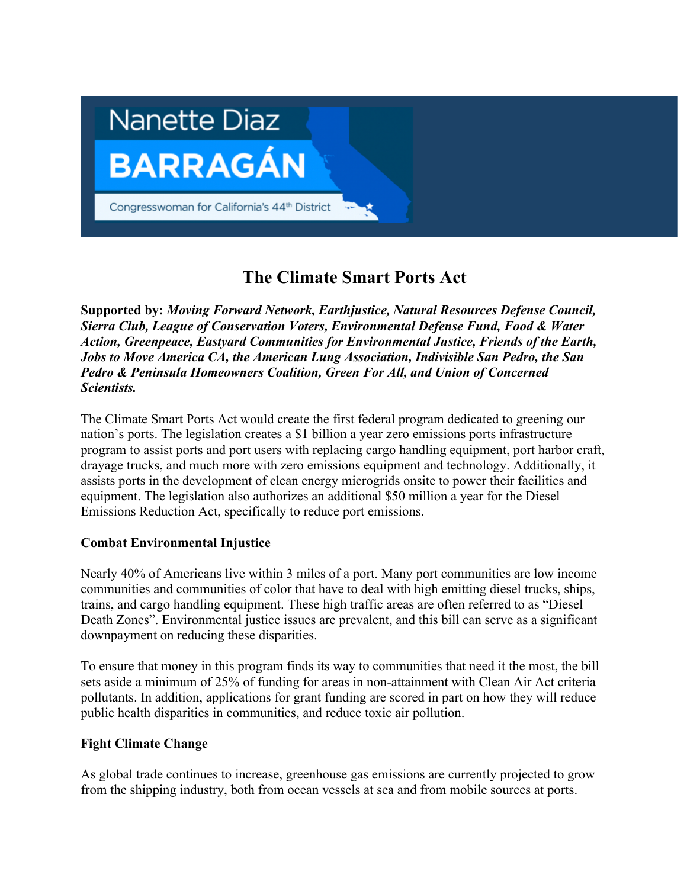Nanette Diaz

BARRAGÁN

Congresswoman for California's 44th District

# The Climate Smart Ports Act

**Supported by:** ***Moving Forward Network, Earthjustice, Natural Resources Defense Council, Sierra Club, League of Conservation Voters, Environmental Defense Fund, Food & Water Action, Greenpeace, Eastyard Communities for Environmental Justice, Friends of the Earth, Jobs to Move America CA, the American Lung Association, Indivisible San Pedro, the San Pedro & Peninsula Homeowners Coalition, Green For All, and Union of Concerned Scientists.***

The Climate Smart Ports Act would create the first federal program dedicated to greening our nation's ports. The legislation creates a $1 billion a year zero emissions ports infrastructure program to assist ports and port users with replacing cargo handling equipment, port harbor craft, drayage trucks, and much more with zero emissions equipment and technology. Additionally, it assists ports in the development of clean energy microgrids onsite to power their facilities and equipment. The legislation also authorizes an additional $50 million a year for the Diesel Emissions Reduction Act, specifically to reduce port emissions.

**Combat Environmental Injustice**

Nearly 40% of Americans live within 3 miles of a port. Many port communities are low income communities and communities of color that have to deal with high emitting diesel trucks, ships, trains, and cargo handling equipment. These high traffic areas are often referred to as "Diesel Death Zones". Environmental justice issues are prevalent, and this bill can serve as a significant downpayment on reducing these disparities.

To ensure that money in this program finds its way to communities that need it the most, the bill sets aside a minimum of 25% of funding for areas in non-attainment with Clean Air Act criteria pollutants. In addition, applications for grant funding are scored in part on how they will reduce public health disparities in communities, and reduce toxic air pollution.

**Fight Climate Change**

As global trade continues to increase, greenhouse gas emissions are currently projected to grow from the shipping industry, both from ocean vessels at sea and from mobile sources at ports.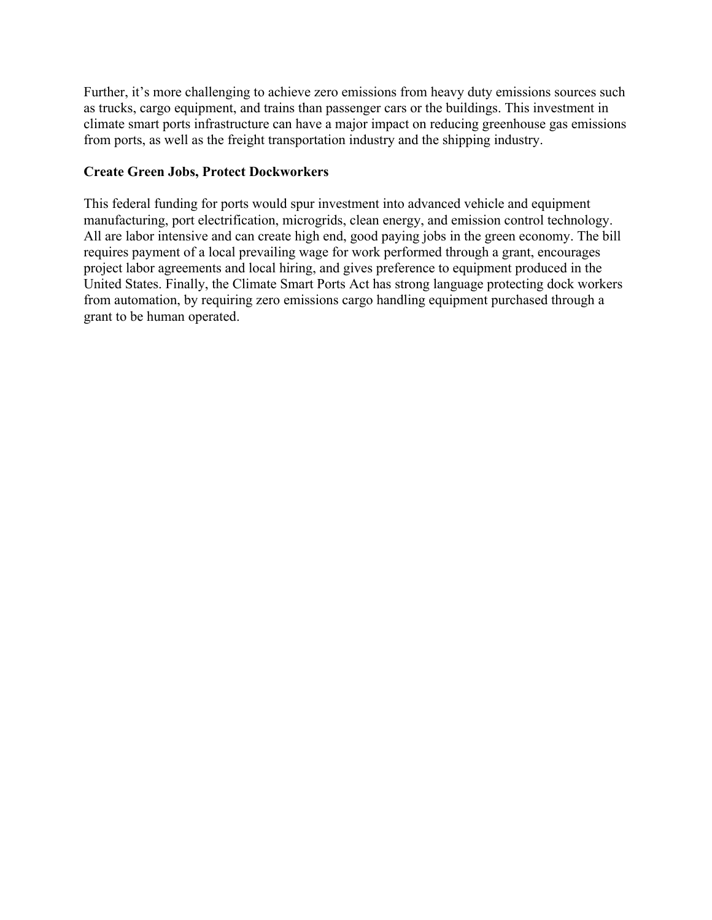Further, it's more challenging to achieve zero emissions from heavy duty emissions sources such as trucks, cargo equipment, and trains than passenger cars or the buildings. This investment in climate smart ports infrastructure can have a major impact on reducing greenhouse gas emissions from ports, as well as the freight transportation industry and the shipping industry.

**Create Green Jobs, Protect Dockworkers**

This federal funding for ports would spur investment into advanced vehicle and equipment manufacturing, port electrification, microgrids, clean energy, and emission control technology. All are labor intensive and can create high end, good paying jobs in the green economy. The bill requires payment of a local prevailing wage for work performed through a grant, encourages project labor agreements and local hiring, and gives preference to equipment produced in the United States. Finally, the Climate Smart Ports Act has strong language protecting dock workers from automation, by requiring zero emissions cargo handling equipment purchased through a grant to be human operated.